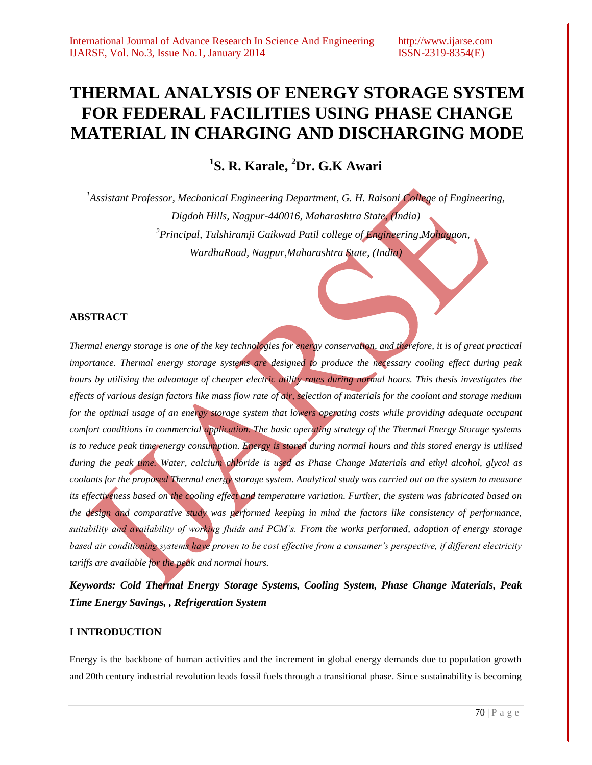# THERMAL ANALYSIS OF ENERGY STORAGE SYSTEM FOR FEDERAL FACILITIES USING PHASE CHANGE MATERIAL IN CHARGING AND DISCHARGING MODE

## [1]S. R. Karale, [2]Dr. G.K Awari

*[1]Assistant Professor, Mechanical Engineering Department, G. H. Raisoni College of Engineering, Digdoh Hills, Nagpur-440016, Maharashtra State, (India)*

*[2]Principal, Tulshiramji Gaikwad Patil college of Engineering,Mohagaon, WardhaRoad, Nagpur,Maharashtra State, (India)*

### ABSTRACT

*Thermal energy storage is one of the key technologies for energy conservation, and therefore, it is of great practical importance. Thermal energy storage systems are designed to produce the necessary cooling effect during peak hours by utilising the advantage of cheaper electric utility rates during normal hours. This thesis investigates the effects of various design factors like mass flow rate of air, selection of materials for the coolant and storage medium for the optimal usage of an energy storage system that lowers operating costs while providing adequate occupant comfort conditions in commercial application. The basic operating strategy of the Thermal Energy Storage systems is to reduce peak time energy consumption. Energy is stored during normal hours and this stored energy is utilised during the peak time. Water, calcium chloride is used as Phase Change Materials and ethyl alcohol, glycol as coolants for the proposed Thermal energy storage system. Analytical study was carried out on the system to measure its effectiveness based on the cooling effect and temperature variation. Further, the system was fabricated based on the design and comparative study was performed keeping in mind the factors like consistency of performance, suitability and availability of working fluids and PCM's. From the works performed, adoption of energy storage based air conditioning systems have proven to be cost effective from a consumer's perspective, if different electricity tariffs are available for the peak and normal hours.*

***Keywords: Cold Thermal Energy Storage Systems, Cooling System, Phase Change Materials, Peak Time Energy Savings, , Refrigeration System***

### I INTRODUCTION

Energy is the backbone of human activities and the increment in global energy demands due to population growth and 20th century industrial revolution leads fossil fuels through a transitional phase. Since sustainability is becoming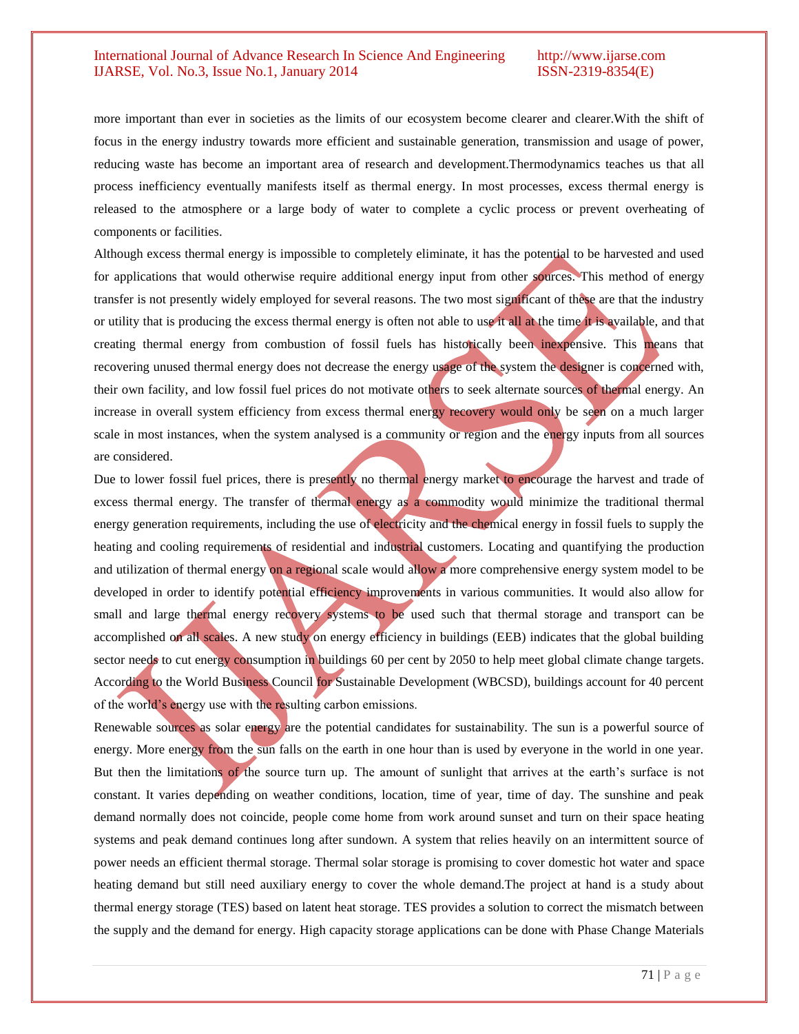more important than ever in societies as the limits of our ecosystem become clearer and clearer.With the shift of focus in the energy industry towards more efficient and sustainable generation, transmission and usage of power, reducing waste has become an important area of research and development.Thermodynamics teaches us that all process inefficiency eventually manifests itself as thermal energy. In most processes, excess thermal energy is released to the atmosphere or a large body of water to complete a cyclic process or prevent overheating of components or facilities.

Although excess thermal energy is impossible to completely eliminate, it has the potential to be harvested and used for applications that would otherwise require additional energy input from other sources. This method of energy transfer is not presently widely employed for several reasons. The two most significant of these are that the industry or utility that is producing the excess thermal energy is often not able to use it all at the time it is available, and that creating thermal energy from combustion of fossil fuels has historically been inexpensive. This means that recovering unused thermal energy does not decrease the energy usage of the system the designer is concerned with, their own facility, and low fossil fuel prices do not motivate others to seek alternate sources of thermal energy. An increase in overall system efficiency from excess thermal energy recovery would only be seen on a much larger scale in most instances, when the system analysed is a community or region and the energy inputs from all sources are considered.

Due to lower fossil fuel prices, there is presently no thermal energy market to encourage the harvest and trade of excess thermal energy. The transfer of thermal energy as a commodity would minimize the traditional thermal energy generation requirements, including the use of electricity and the chemical energy in fossil fuels to supply the heating and cooling requirements of residential and industrial customers. Locating and quantifying the production and utilization of thermal energy on a regional scale would allow a more comprehensive energy system model to be developed in order to identify potential efficiency improvements in various communities. It would also allow for small and large thermal energy recovery systems to be used such that thermal storage and transport can be accomplished on all scales. A new study on energy efficiency in buildings (EEB) indicates that the global building sector needs to cut energy consumption in buildings 60 per cent by 2050 to help meet global climate change targets. According to the World Business Council for Sustainable Development (WBCSD), buildings account for 40 percent of the world's energy use with the resulting carbon emissions.

Renewable sources as solar energy are the potential candidates for sustainability. The sun is a powerful source of energy. More energy from the sun falls on the earth in one hour than is used by everyone in the world in one year. But then the limitations of the source turn up. The amount of sunlight that arrives at the earth's surface is not constant. It varies depending on weather conditions, location, time of year, time of day. The sunshine and peak demand normally does not coincide, people come home from work around sunset and turn on their space heating systems and peak demand continues long after sundown. A system that relies heavily on an intermittent source of power needs an efficient thermal storage. Thermal solar storage is promising to cover domestic hot water and space heating demand but still need auxiliary energy to cover the whole demand.The project at hand is a study about thermal energy storage (TES) based on latent heat storage. TES provides a solution to correct the mismatch between the supply and the demand for energy. High capacity storage applications can be done with Phase Change Materials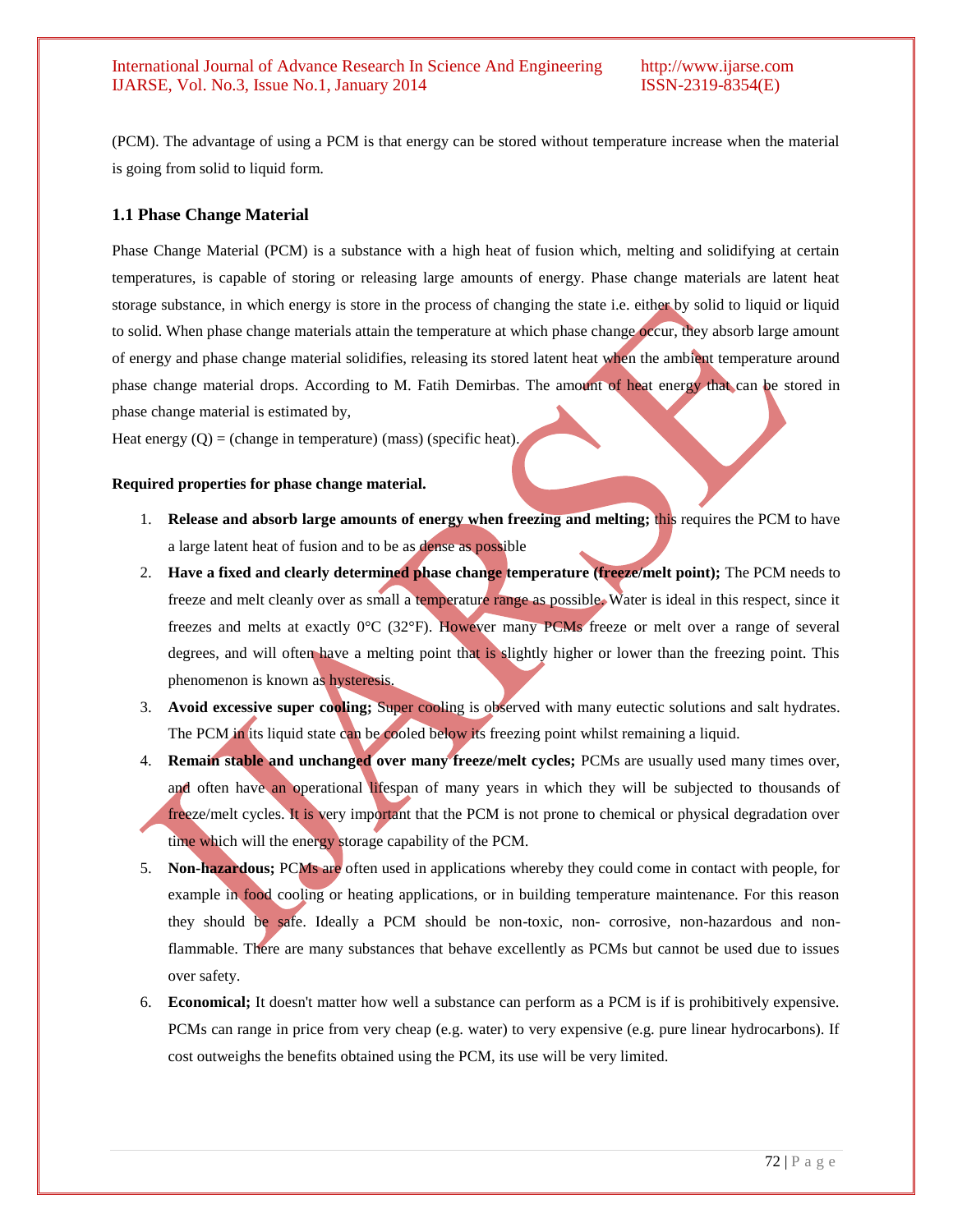(PCM). The advantage of using a PCM is that energy can be stored without temperature increase when the material is going from solid to liquid form.

### 1.1 Phase Change Material

Phase Change Material (PCM) is a substance with a high heat of fusion which, melting and solidifying at certain temperatures, is capable of storing or releasing large amounts of energy. Phase change materials are latent heat storage substance, in which energy is store in the process of changing the state i.e. either by solid to liquid or liquid to solid. When phase change materials attain the temperature at which phase change occur, they absorb large amount of energy and phase change material solidifies, releasing its stored latent heat when the ambient temperature around phase change material drops. According to M. Fatih Demirbas. The amount of heat energy that can be stored in phase change material is estimated by,

Heat energy (Q) = (change in temperature) (mass) (specific heat).

**Required properties for phase change material.**

1. **Release and absorb large amounts of energy when freezing and melting;** this requires the PCM to have a large latent heat of fusion and to be as dense as possible
2. **Have a fixed and clearly determined phase change temperature (freeze/melt point);** The PCM needs to freeze and melt cleanly over as small a temperature range as possible. Water is ideal in this respect, since it freezes and melts at exactly 0°C (32°F). However many PCMs freeze or melt over a range of several degrees, and will often have a melting point that is slightly higher or lower than the freezing point. This phenomenon is known as hysteresis.
3. **Avoid excessive super cooling;** Super cooling is observed with many eutectic solutions and salt hydrates. The PCM in its liquid state can be cooled below its freezing point whilst remaining a liquid.
4. **Remain stable and unchanged over many freeze/melt cycles;** PCMs are usually used many times over, and often have an operational lifespan of many years in which they will be subjected to thousands of freeze/melt cycles. It is very important that the PCM is not prone to chemical or physical degradation over time which will the energy storage capability of the PCM.
5. **Non-hazardous;** PCMs are often used in applications whereby they could come in contact with people, for example in food cooling or heating applications, or in building temperature maintenance. For this reason they should be safe. Ideally a PCM should be non-toxic, non- corrosive, non-hazardous and non-flammable. There are many substances that behave excellently as PCMs but cannot be used due to issues over safety.
6. **Economical;** It doesn't matter how well a substance can perform as a PCM is if is prohibitively expensive. PCMs can range in price from very cheap (e.g. water) to very expensive (e.g. pure linear hydrocarbons). If cost outweighs the benefits obtained using the PCM, its use will be very limited.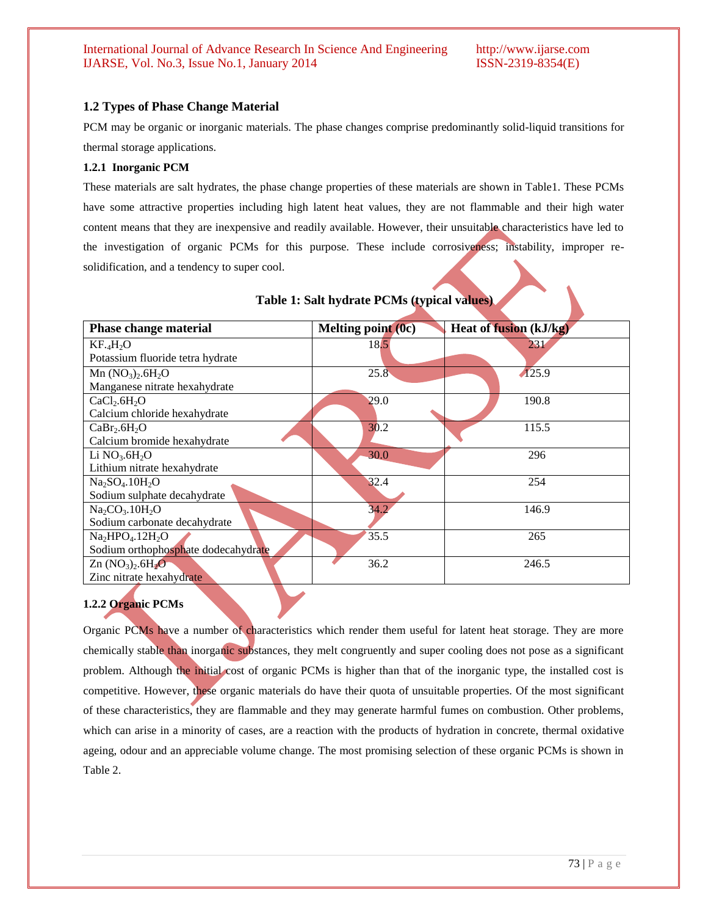### 1.2 Types of Phase Change Material

PCM may be organic or inorganic materials. The phase changes comprise predominantly solid-liquid transitions for thermal storage applications.

#### 1.2.1 Inorganic PCM

These materials are salt hydrates, the phase change properties of these materials are shown in Table1. These PCMs have some attractive properties including high latent heat values, they are not flammable and their high water content means that they are inexpensive and readily available. However, their unsuitable characteristics have led to the investigation of organic PCMs for this purpose. These include corrosiveness; instability, improper re-solidification, and a tendency to super cool.

**Table 1: Salt hydrate PCMs (typical values)**

| Phase change material | Melting point (0c) | Heat of fusion (kJ/kg) |
|---|---|---|
| $KF._4H_2O$<br>Potassium fluoride tetra hydrate | 18.5 | 231 |
| $Mn (NO_3)_2.6H_2O$<br>Manganese nitrate hexahydrate | 25.8 | 125.9 |
| $CaCl_2.6H_2O$<br>Calcium chloride hexahydrate | 29.0 | 190.8 |
| $CaBr_2.6H_2O$<br>Calcium bromide hexahydrate | 30.2 | 115.5 |
| $Li NO_3.6H_2O$<br>Lithium nitrate hexahydrate | 30.0 | 296 |
| $Na_2SO_4.10H_2O$<br>Sodium sulphate decahydrate | 32.4 | 254 |
| $Na_2CO_3.10H_2O$<br>Sodium carbonate decahydrate | 34.2 | 146.9 |
| $Na_2HPO_4.12H_2O$<br>Sodium orthophosphate dodecahydrate | 35.5 | 265 |
| $Zn (NO_3)_2.6H_2O$<br>Zinc nitrate hexahydrate | 36.2 | 246.5 |

#### 1.2.2 Organic PCMs

Organic PCMs have a number of characteristics which render them useful for latent heat storage. They are more chemically stable than inorganic substances, they melt congruently and super cooling does not pose as a significant problem. Although the initial cost of organic PCMs is higher than that of the inorganic type, the installed cost is competitive. However, these organic materials do have their quota of unsuitable properties. Of the most significant of these characteristics, they are flammable and they may generate harmful fumes on combustion. Other problems, which can arise in a minority of cases, are a reaction with the products of hydration in concrete, thermal oxidative ageing, odour and an appreciable volume change. The most promising selection of these organic PCMs is shown in Table 2.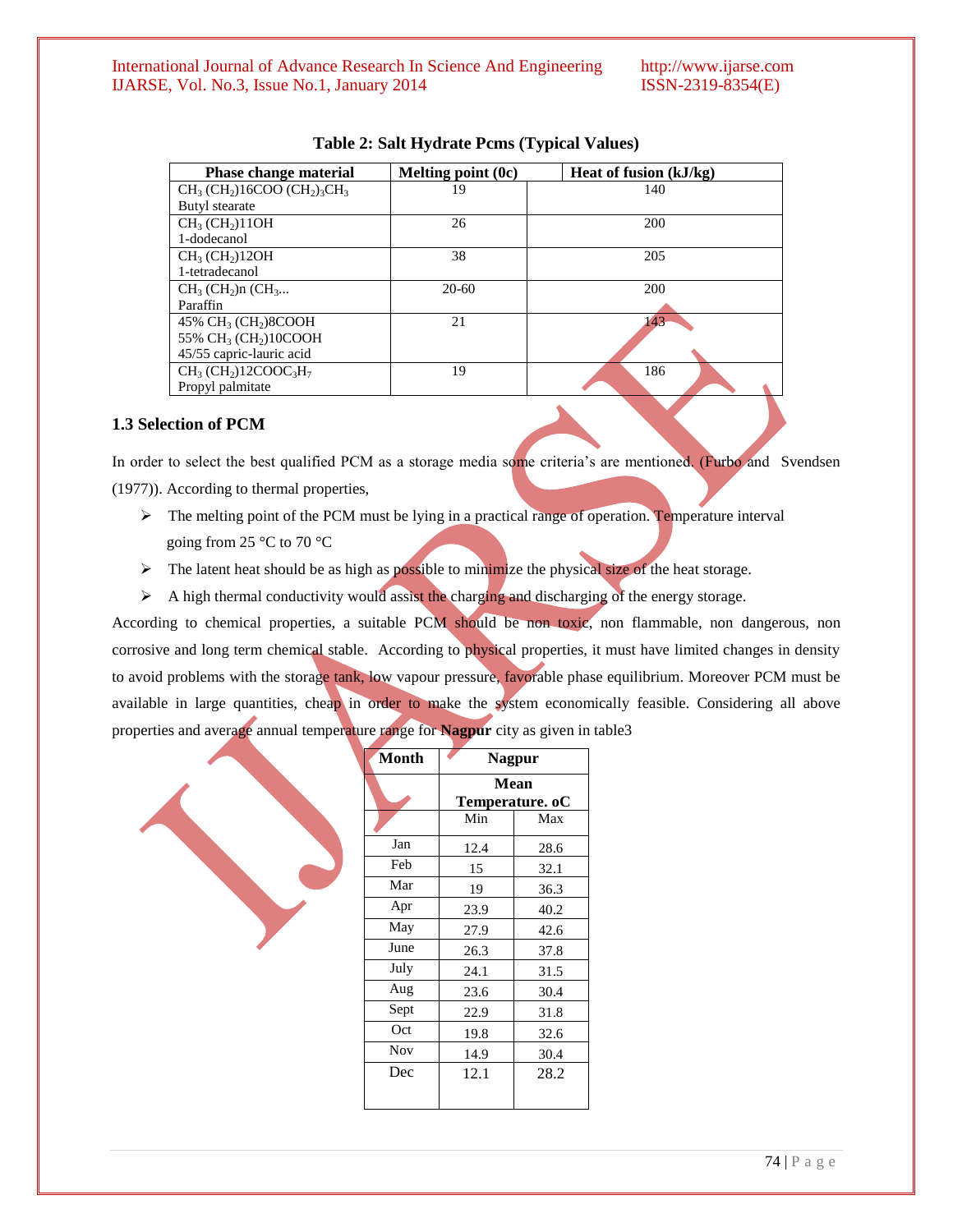**Table 2: Salt Hydrate Pcms (Typical Values)**

| Phase change material | Melting point (0c) | Heat of fusion (kJ/kg) |
|---|---|---|
| $CH_3\,(CH_2)16COO\,(CH_2)_3CH_3$ Butyl stearate | 19 | 140 |
| $CH_3\,(CH_2)11OH$ 1-dodecanol | 26 | 200 |
| $CH_3\,(CH_2)12OH$ 1-tetradecanol | 38 | 205 |
| $CH_3\,(CH_2)n\,(CH_3$... Paraffin | 20-60 | 200 |
| 45% $CH_3\,(CH_2)8COOH$ 55% $CH_3\,(CH_2)10COOH$ 45/55 capric-lauric acid | 21 | 143 |
| $CH_3\,(CH_2)12COOC_3H_7$ Propyl palmitate | 19 | 186 |

### 1.3 Selection of PCM

In order to select the best qualified PCM as a storage media some criteria's are mentioned. (Furbo and Svendsen (1977)). According to thermal properties,

- The melting point of the PCM must be lying in a practical range of operation. Temperature interval going from 25 °C to 70 °C
- The latent heat should be as high as possible to minimize the physical size of the heat storage.
- A high thermal conductivity would assist the charging and discharging of the energy storage.

According to chemical properties, a suitable PCM should be non toxic, non flammable, non dangerous, non corrosive and long term chemical stable. According to physical properties, it must have limited changes in density to avoid problems with the storage tank, low vapour pressure, favorable phase equilibrium. Moreover PCM must be available in large quantities, cheap in order to make the system economically feasible. Considering all above properties and average annual temperature range for **Nagpur** city as given in table3

| Month | Nagpur | |
|---|---|---|
| | Mean Temperature. oC | |
| | Min | Max |
| Jan | 12.4 | 28.6 |
| Feb | 15 | 32.1 |
| Mar | 19 | 36.3 |
| Apr | 23.9 | 40.2 |
| May | 27.9 | 42.6 |
| June | 26.3 | 37.8 |
| July | 24.1 | 31.5 |
| Aug | 23.6 | 30.4 |
| Sept | 22.9 | 31.8 |
| Oct | 19.8 | 32.6 |
| Nov | 14.9 | 30.4 |
| Dec | 12.1 | 28.2 |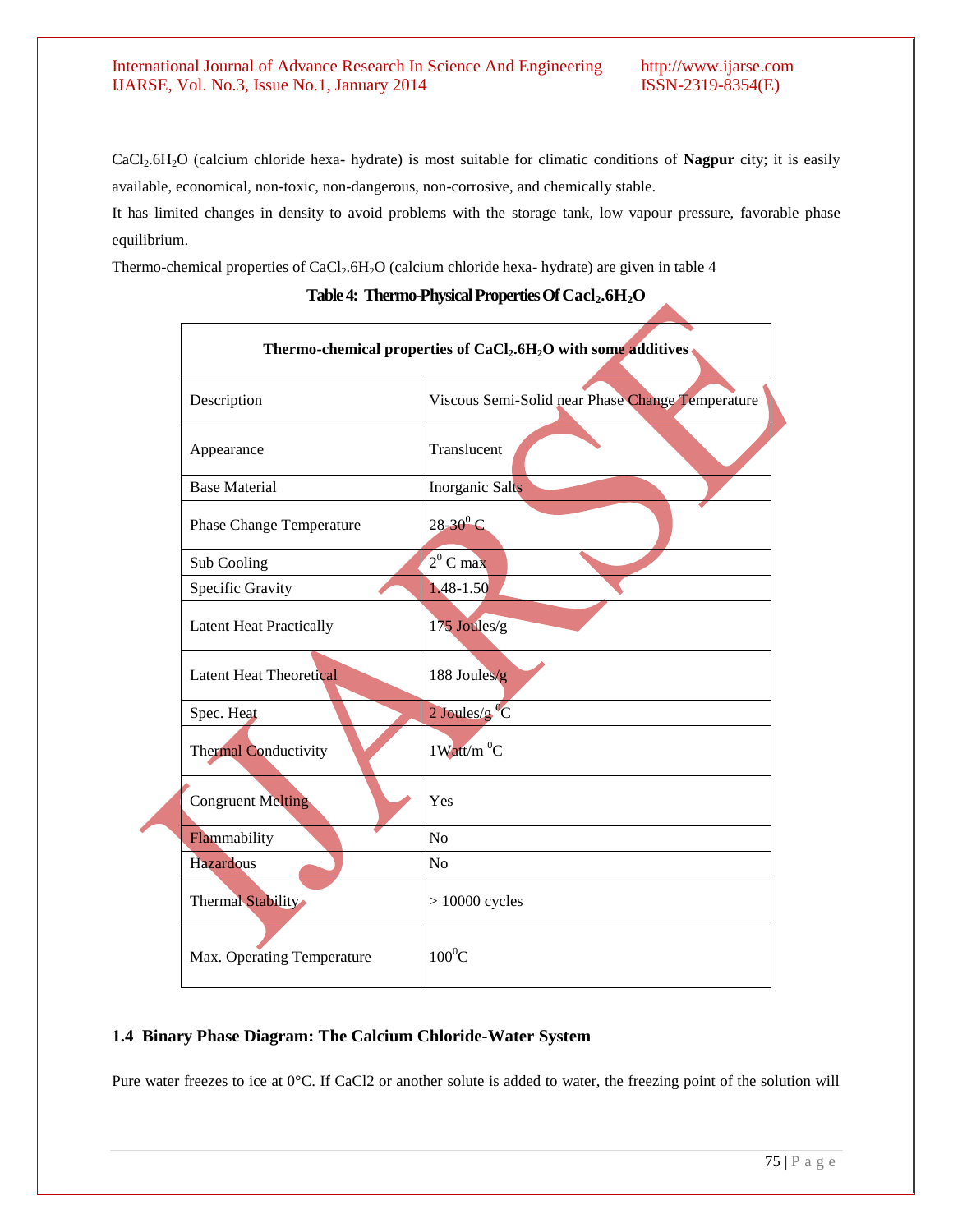$CaCl_2.6H_2O$ (calcium chloride hexa- hydrate) is most suitable for climatic conditions of **Nagpur** city; it is easily available, economical, non-toxic, non-dangerous, non-corrosive, and chemically stable.

It has limited changes in density to avoid problems with the storage tank, low vapour pressure, favorable phase equilibrium.

Thermo-chemical properties of $CaCl_2.6H_2O$ (calcium chloride hexa- hydrate) are given in table 4

**Table 4: Thermo-Physical Properties Of $Cacl_2.6H_2O$**

| Thermo-chemical properties of $CaCl_2.6H_2O$ with some additives | |
|---|---|
| Description | Viscous Semi-Solid near Phase Change Temperature |
| Appearance | Translucent |
| Base Material | Inorganic Salts |
| Phase Change Temperature | 28-30$^0$ C |
| Sub Cooling | 2$^0$ C max |
| Specific Gravity | 1.48-1.50 |
| Latent Heat Practically | 175 Joules/g |
| Latent Heat Theoretical | 188 Joules/g |
| Spec. Heat | 2 Joules/g $^0$C |
| Thermal Conductivity | 1Watt/m $^0$C |
| Congruent Melting | Yes |
| Flammability | No |
| Hazardous | No |
| Thermal Stability | > 10000 cycles |
| Max. Operating Temperature | 100$^0$C |

## 1.4 Binary Phase Diagram: The Calcium Chloride-Water System

Pure water freezes to ice at 0°C. If CaCl2 or another solute is added to water, the freezing point of the solution will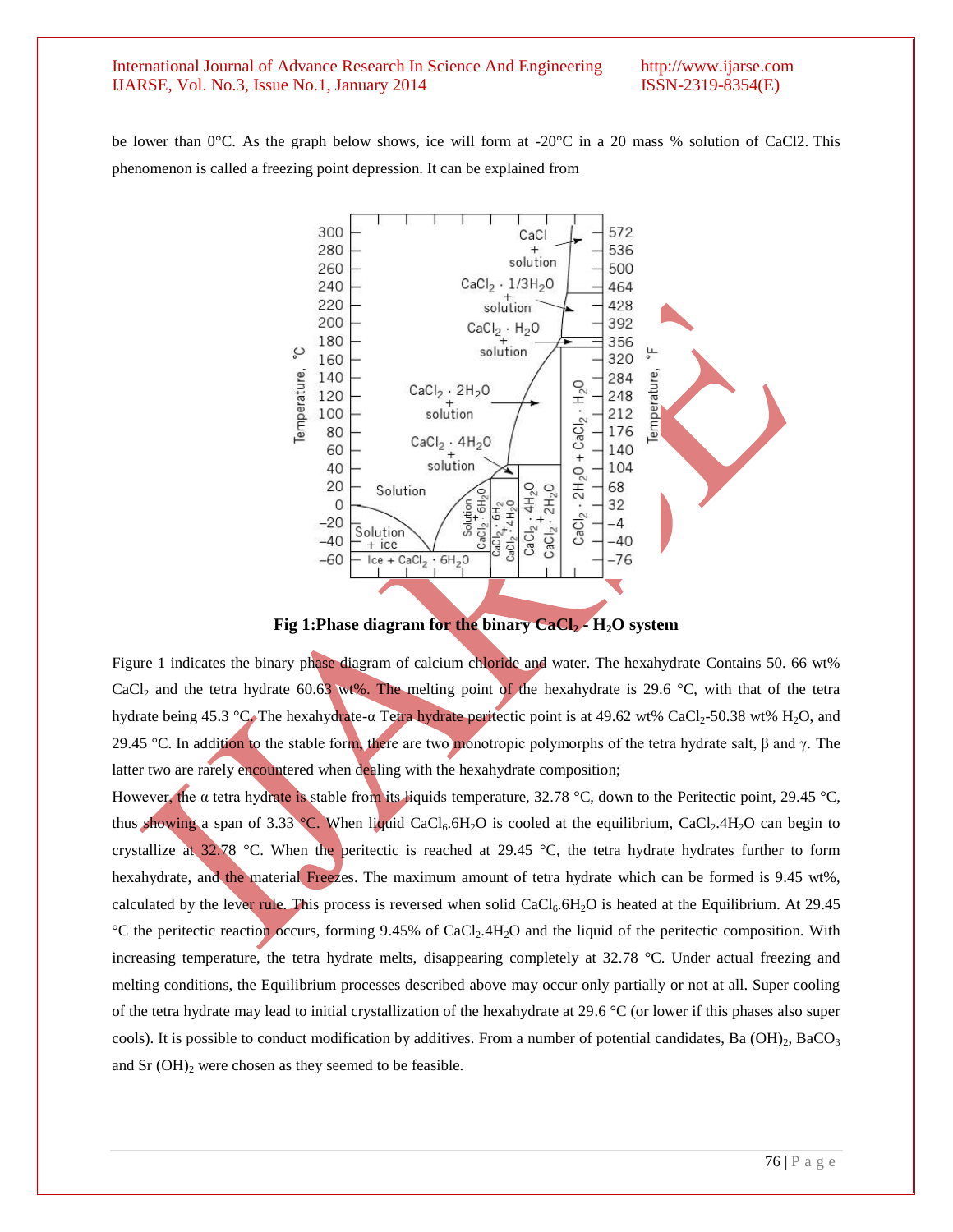be lower than 0°C. As the graph below shows, ice will form at -20°C in a 20 mass % solution of CaCl2. This phenomenon is called a freezing point depression. It can be explained from

**Fig 1:Phase diagram for the binary $CaCl_2$ - $H_2O$ system**

Figure 1 indicates the binary phase diagram of calcium chloride and water. The hexahydrate Contains 50. 66 wt% $CaCl_2$ and the tetra hydrate 60.63 wt%. The melting point of the hexahydrate is 29.6 °C, with that of the tetra hydrate being 45.3 °C. The hexahydrate-α Tetra hydrate peritectic point is at 49.62 wt% $CaCl_2$-50.38 wt% $H_2O$, and 29.45 °C. In addition to the stable form, there are two monotropic polymorphs of the tetra hydrate salt, β and γ. The latter two are rarely encountered when dealing with the hexahydrate composition;

However, the α tetra hydrate is stable from its liquids temperature, 32.78 °C, down to the Peritectic point, 29.45 °C, thus showing a span of 3.33 °C. When liquid $CaCl_6.6H_2O$ is cooled at the equilibrium, $CaCl_2.4H_2O$ can begin to crystallize at 32.78 °C. When the peritectic is reached at 29.45 °C, the tetra hydrate hydrates further to form hexahydrate, and the material Freezes. The maximum amount of tetra hydrate which can be formed is 9.45 wt%, calculated by the lever rule. This process is reversed when solid $CaCl_6.6H_2O$ is heated at the Equilibrium. At 29.45 °C the peritectic reaction occurs, forming 9.45% of $CaCl_2.4H_2O$ and the liquid of the peritectic composition. With increasing temperature, the tetra hydrate melts, disappearing completely at 32.78 °C. Under actual freezing and melting conditions, the Equilibrium processes described above may occur only partially or not at all. Super cooling of the tetra hydrate may lead to initial crystallization of the hexahydrate at 29.6 °C (or lower if this phases also super cools). It is possible to conduct modification by additives. From a number of potential candidates, Ba $(OH)_2$, $BaCO_3$ and Sr $(OH)_2$ were chosen as they seemed to be feasible.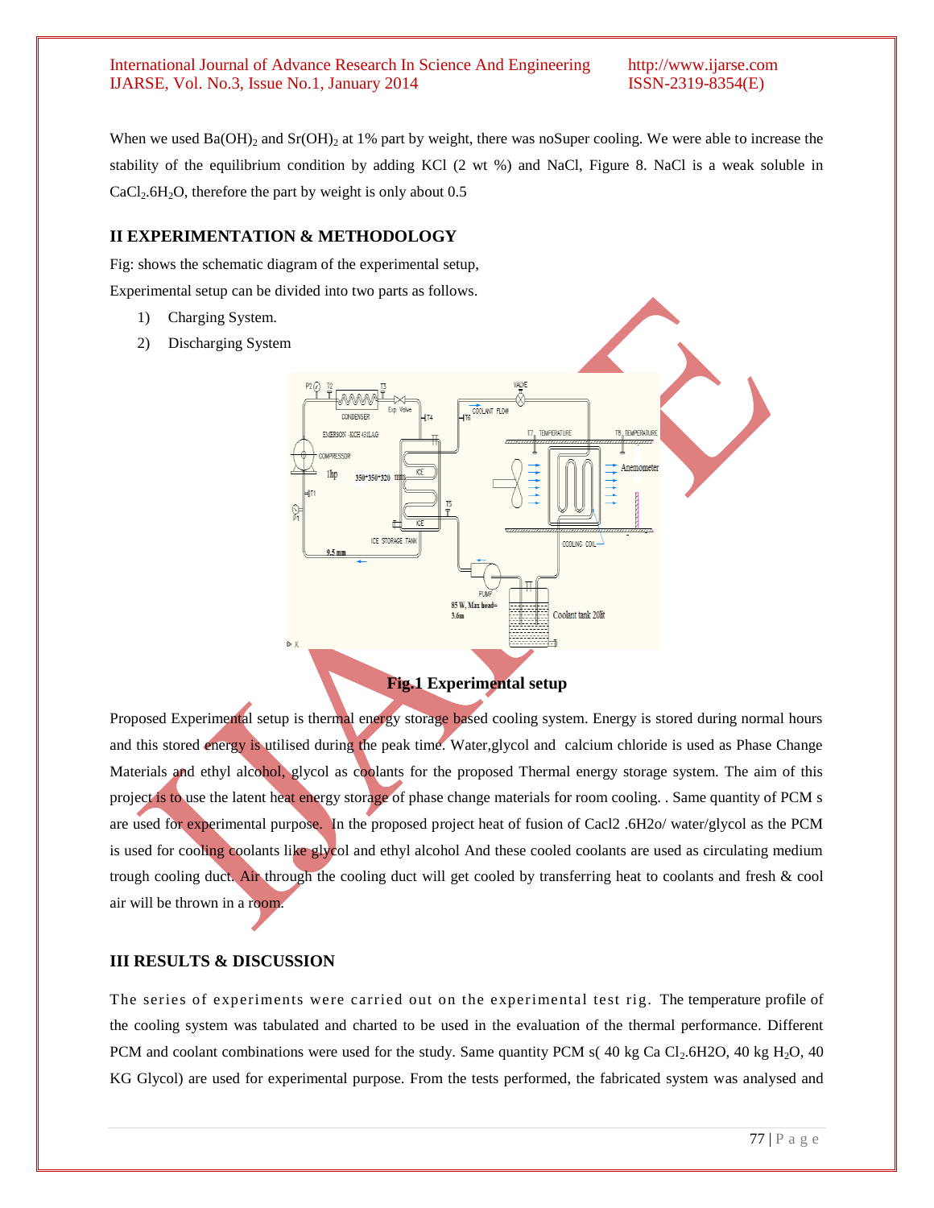When we used $Ba(OH)_2$ and $Sr(OH)_2$ at 1% part by weight, there was noSuper cooling. We were able to increase the stability of the equilibrium condition by adding KCl (2 wt %) and NaCl, Figure 8. NaCl is a weak soluble in $CaCl_2.6H_2O$, therefore the part by weight is only about 0.5

## II EXPERIMENTATION & METHODOLOGY

Fig: shows the schematic diagram of the experimental setup,

Experimental setup can be divided into two parts as follows.

1) Charging System.
2) Discharging System

**Fig.1 Experimental setup**

Proposed Experimental setup is thermal energy storage based cooling system. Energy is stored during normal hours and this stored energy is utilised during the peak time. Water,glycol and calcium chloride is used as Phase Change Materials and ethyl alcohol, glycol as coolants for the proposed Thermal energy storage system. The aim of this project is to use the latent heat energy storage of phase change materials for room cooling. . Same quantity of PCM s are used for experimental purpose. In the proposed project heat of fusion of Cacl2 .6H2o/ water/glycol as the PCM is used for cooling coolants like glycol and ethyl alcohol And these cooled coolants are used as circulating medium trough cooling duct. Air through the cooling duct will get cooled by transferring heat to coolants and fresh & cool air will be thrown in a room.

## III RESULTS & DISCUSSION

The series of experiments were carried out on the experimental test rig. The temperature profile of the cooling system was tabulated and charted to be used in the evaluation of the thermal performance. Different PCM and coolant combinations were used for the study. Same quantity PCM s( 40 kg $CaCl_2.6H2O$, 40 kg $H_2O$, 40 KG Glycol) are used for experimental purpose. From the tests performed, the fabricated system was analysed and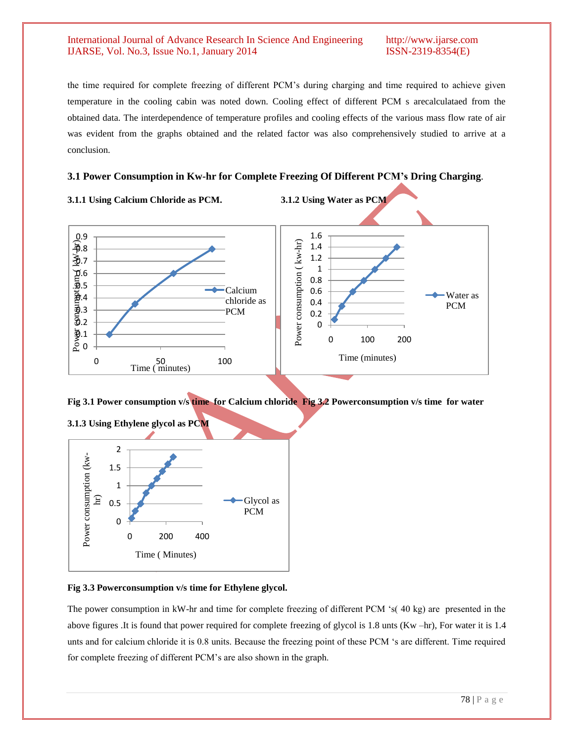the time required for complete freezing of different PCM's during charging and time required to achieve given temperature in the cooling cabin was noted down. Cooling effect of different PCM s arecalculataed from the obtained data. The interdependence of temperature profiles and cooling effects of the various mass flow rate of air was evident from the graphs obtained and the related factor was also comprehensively studied to arrive at a conclusion.

### 3.1 Power Consumption in Kw-hr for Complete Freezing Of Different PCM's Dring Charging.

**3.1.1 Using Calcium Chloride as PCM.**

**3.1.2 Using Water as PCM**

**Fig 3.1 Power consumption v/s time for Calcium chloride** **Fig 3.2 Powerconsumption v/s time for water**

**3.1.3 Using Ethylene glycol as PCM**

**Fig 3.3 Powerconsumption v/s time for Ethylene glycol.**

The power consumption in kW-hr and time for complete freezing of different PCM 's( 40 kg) are presented in the above figures .It is found that power required for complete freezing of glycol is 1.8 unts (Kw –hr), For water it is 1.4 unts and for calcium chloride it is 0.8 units. Because the freezing point of these PCM 's are different. Time required for complete freezing of different PCM's are also shown in the graph.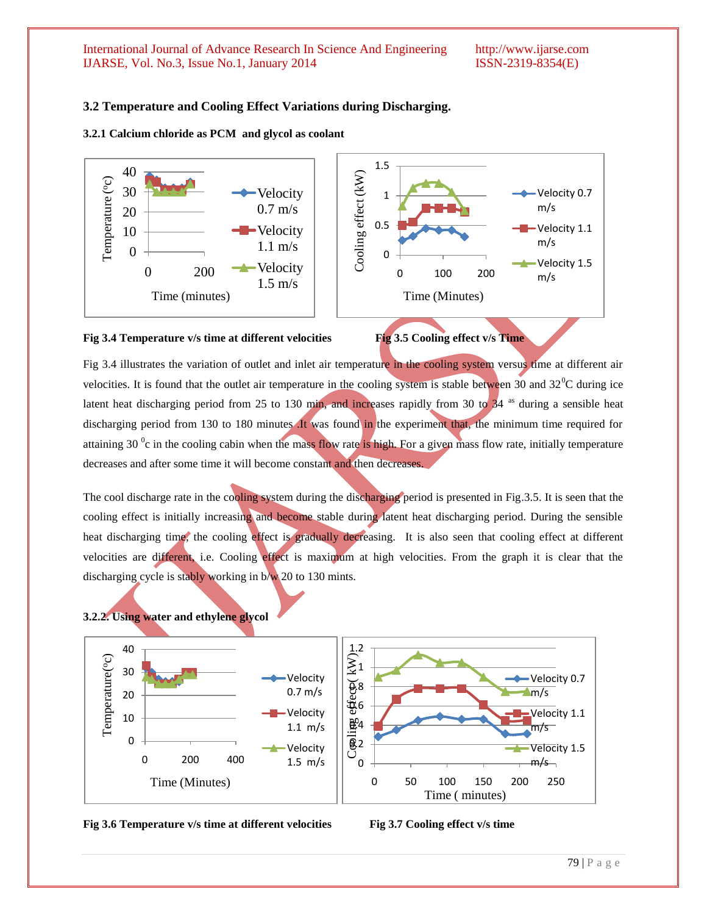### 3.2 Temperature and Cooling Effect Variations during Discharging.

#### 3.2.1 Calcium chloride as PCM and glycol as coolant

**Fig 3.4 Temperature v/s time at different velocities**

**Fig 3.5 Cooling effect v/s Time**

Fig 3.4 illustrates the variation of outlet and inlet air temperature in the cooling system versus time at different air velocities. It is found that the outlet air temperature in the cooling system is stable between 30 and 32$^0$C during ice latent heat discharging period from 25 to 130 min, and increases rapidly from 30 to 34 $^{as}$ during a sensible heat discharging period from 130 to 180 minutes. It was found in the experiment that, the minimum time required for attaining 30 $^0$c in the cooling cabin when the mass flow rate is high. For a given mass flow rate, initially temperature decreases and after some time it will become constant and then decreases.

The cool discharge rate in the cooling system during the discharging period is presented in Fig.3.5. It is seen that the cooling effect is initially increasing and become stable during latent heat discharging period. During the sensible heat discharging time, the cooling effect is gradually decreasing. It is also seen that cooling effect at different velocities are different, i.e. Cooling effect is maximum at high velocities. From the graph it is clear that the discharging cycle is stably working in b/w 20 to 130 mints.

#### 3.2.2. Using water and ethylene glycol

**Fig 3.6 Temperature v/s time at different velocities**

**Fig 3.7 Cooling effect v/s time**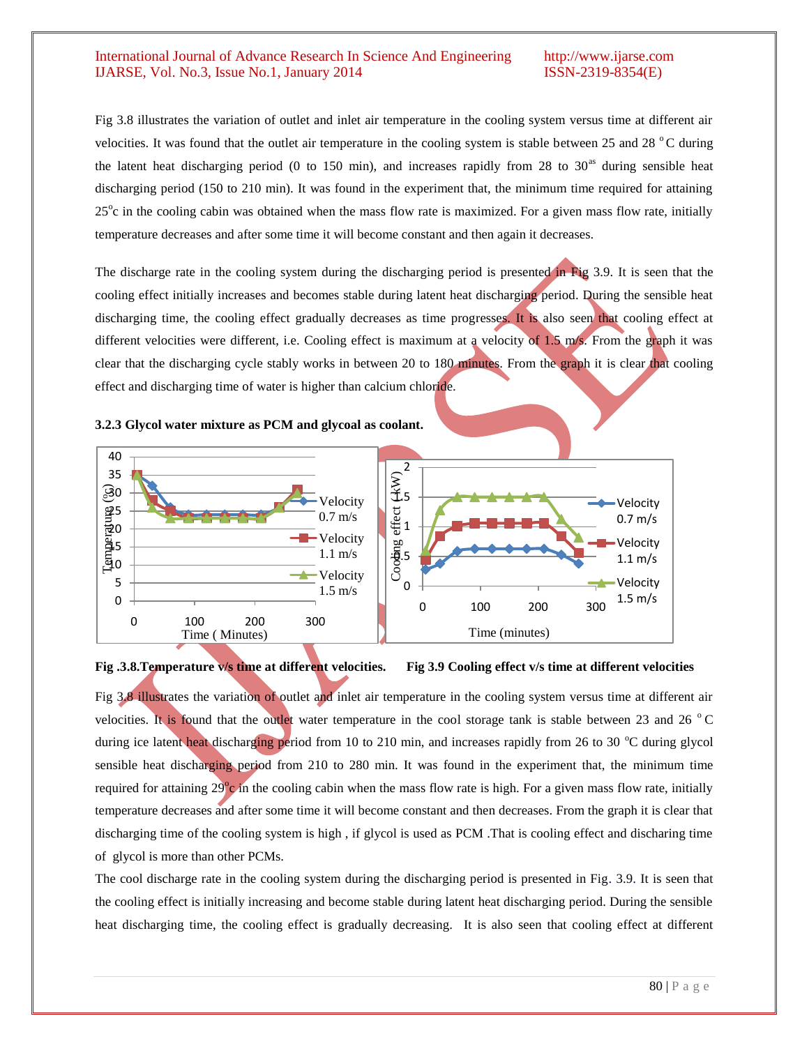Fig 3.8 illustrates the variation of outlet and inlet air temperature in the cooling system versus time at different air velocities. It was found that the outlet air temperature in the cooling system is stable between 25 and 28 °C during the latent heat discharging period (0 to 150 min), and increases rapidly from 28 to 30^as during sensible heat discharging period (150 to 210 min). It was found in the experiment that, the minimum time required for attaining 25°c in the cooling cabin was obtained when the mass flow rate is maximized. For a given mass flow rate, initially temperature decreases and after some time it will become constant and then again it decreases.

The discharge rate in the cooling system during the discharging period is presented in Fig 3.9. It is seen that the cooling effect initially increases and becomes stable during latent heat discharging period. During the sensible heat discharging time, the cooling effect gradually decreases as time progresses. It is also seen that cooling effect at different velocities were different, i.e. Cooling effect is maximum at a velocity of 1.5 m/s. From the graph it was clear that the discharging cycle stably works in between 20 to 180 minutes. From the graph it is clear that cooling effect and discharging time of water is higher than calcium chloride.

**3.2.3 Glycol water mixture as PCM and glycoal as coolant.**

**Fig .3.8.Temperature v/s time at different velocities.** **Fig 3.9 Cooling effect v/s time at different velocities**

Fig 3.8 illustrates the variation of outlet and inlet air temperature in the cooling system versus time at different air velocities. It is found that the outlet water temperature in the cool storage tank is stable between 23 and 26 °C during ice latent heat discharging period from 10 to 210 min, and increases rapidly from 26 to 30 °C during glycol sensible heat discharging period from 210 to 280 min. It was found in the experiment that, the minimum time required for attaining 29°c in the cooling cabin when the mass flow rate is high. For a given mass flow rate, initially temperature decreases and after some time it will become constant and then decreases. From the graph it is clear that discharging time of the cooling system is high , if glycol is used as PCM .That is cooling effect and discharing time of glycol is more than other PCMs.

The cool discharge rate in the cooling system during the discharging period is presented in Fig. 3.9. It is seen that the cooling effect is initially increasing and become stable during latent heat discharging period. During the sensible heat discharging time, the cooling effect is gradually decreasing. It is also seen that cooling effect at different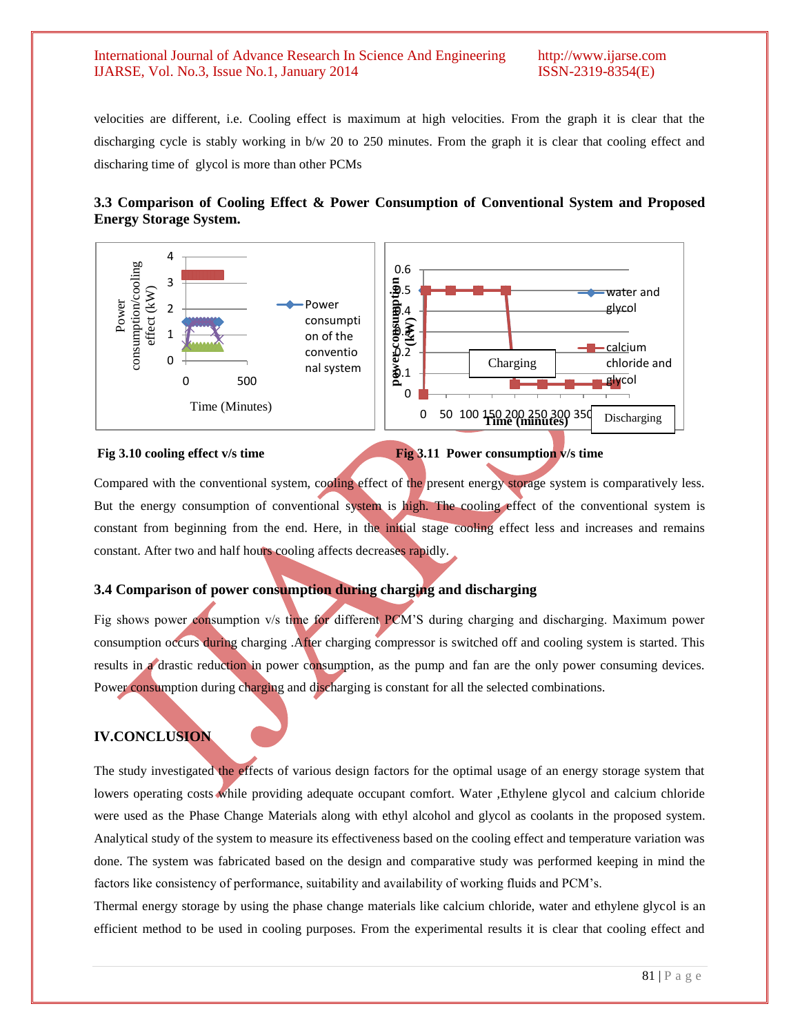velocities are different, i.e. Cooling effect is maximum at high velocities. From the graph it is clear that the discharging cycle is stably working in b/w 20 to 250 minutes. From the graph it is clear that cooling effect and discharing time of glycol is more than other PCMs

### 3.3 Comparison of Cooling Effect & Power Consumption of Conventional System and Proposed Energy Storage System.

**Fig 3.10 cooling effect v/s time**

**Fig 3.11 Power consumption v/s time**

Compared with the conventional system, cooling effect of the present energy storage system is comparatively less. But the energy consumption of conventional system is high. The cooling effect of the conventional system is constant from beginning from the end. Here, in the initial stage cooling effect less and increases and remains constant. After two and half hours cooling affects decreases rapidly.

### 3.4 Comparison of power consumption during charging and discharging

Fig shows power consumption v/s time for different PCM'S during charging and discharging. Maximum power consumption occurs during charging .After charging compressor is switched off and cooling system is started. This results in a drastic reduction in power consumption, as the pump and fan are the only power consuming devices. Power consumption during charging and discharging is constant for all the selected combinations.

## IV.CONCLUSION

The study investigated the effects of various design factors for the optimal usage of an energy storage system that lowers operating costs while providing adequate occupant comfort. Water ,Ethylene glycol and calcium chloride were used as the Phase Change Materials along with ethyl alcohol and glycol as coolants in the proposed system. Analytical study of the system to measure its effectiveness based on the cooling effect and temperature variation was done. The system was fabricated based on the design and comparative study was performed keeping in mind the factors like consistency of performance, suitability and availability of working fluids and PCM's.

Thermal energy storage by using the phase change materials like calcium chloride, water and ethylene glycol is an efficient method to be used in cooling purposes. From the experimental results it is clear that cooling effect and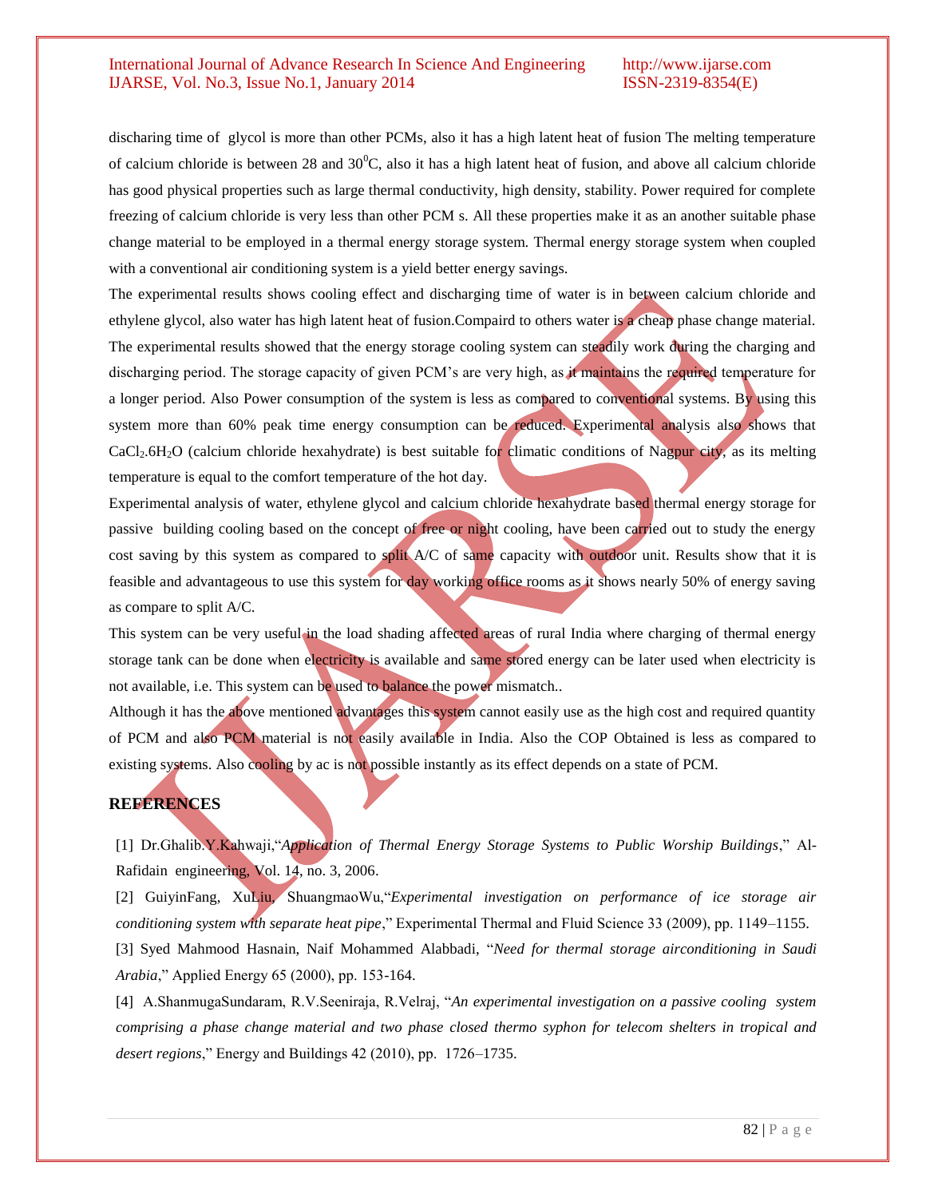discharing time of glycol is more than other PCMs, also it has a high latent heat of fusion The melting temperature of calcium chloride is between 28 and 30$^0$C, also it has a high latent heat of fusion, and above all calcium chloride has good physical properties such as large thermal conductivity, high density, stability. Power required for complete freezing of calcium chloride is very less than other PCM s. All these properties make it as an another suitable phase change material to be employed in a thermal energy storage system. Thermal energy storage system when coupled with a conventional air conditioning system is a yield better energy savings.

The experimental results shows cooling effect and discharging time of water is in between calcium chloride and ethylene glycol, also water has high latent heat of fusion.Compaird to others water is a cheap phase change material. The experimental results showed that the energy storage cooling system can steadily work during the charging and discharging period. The storage capacity of given PCM's are very high, as it maintains the required temperature for a longer period. Also Power consumption of the system is less as compared to conventional systems. By using this system more than 60% peak time energy consumption can be reduced. Experimental analysis also shows that $CaCl_2.6H_2O$ (calcium chloride hexahydrate) is best suitable for climatic conditions of Nagpur city, as its melting temperature is equal to the comfort temperature of the hot day.

Experimental analysis of water, ethylene glycol and calcium chloride hexahydrate based thermal energy storage for passive building cooling based on the concept of free or night cooling, have been carried out to study the energy cost saving by this system as compared to split A/C of same capacity with outdoor unit. Results show that it is feasible and advantageous to use this system for day working office rooms as it shows nearly 50% of energy saving as compare to split A/C.

This system can be very useful in the load shading affected areas of rural India where charging of thermal energy storage tank can be done when electricity is available and same stored energy can be later used when electricity is not available, i.e. This system can be used to balance the power mismatch..

Although it has the above mentioned advantages this system cannot easily use as the high cost and required quantity of PCM and also PCM material is not easily available in India. Also the COP Obtained is less as compared to existing systems. Also cooling by ac is not possible instantly as its effect depends on a state of PCM.

## REFERENCES

[1] Dr.Ghalib.Y.Kahwaji,"*Application of Thermal Energy Storage Systems to Public Worship Buildings*," Al-Rafidain engineering, Vol. 14, no. 3, 2006.

[2] GuiyinFang, XuLiu, ShuangmaoWu,"*Experimental investigation on performance of ice storage air conditioning system with separate heat pipe*," Experimental Thermal and Fluid Science 33 (2009), pp. 1149–1155.

[3] Syed Mahmood Hasnain, Naif Mohammed Alabbadi, "*Need for thermal storage airconditioning in Saudi Arabia*," Applied Energy 65 (2000), pp. 153-164.

[4] A.ShanmugaSundaram, R.V.Seeniraja, R.Velraj, "*An experimental investigation on a passive cooling system comprising a phase change material and two phase closed thermo syphon for telecom shelters in tropical and desert regions*," Energy and Buildings 42 (2010), pp. 1726–1735.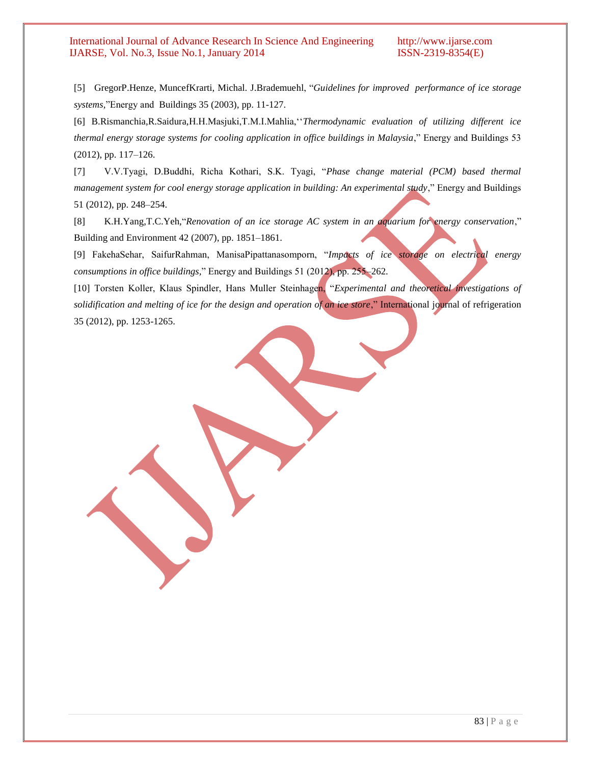[5] GregorP.Henze, MuncefKrarti, Michal. J.Brademuehl, "*Guidelines for improved performance of ice storage systems,*"Energy and Buildings 35 (2003), pp. 11-127.

[6] B.Rismanchia,R.Saidura,H.H.Masjuki,T.M.I.Mahlia,''*Thermodynamic evaluation of utilizing different ice thermal energy storage systems for cooling application in office buildings in Malaysia*," Energy and Buildings 53 (2012), pp. 117–126.

[7] V.V.Tyagi, D.Buddhi, Richa Kothari, S.K. Tyagi, "*Phase change material (PCM) based thermal management system for cool energy storage application in building: An experimental study*," Energy and Buildings 51 (2012), pp. 248–254.

[8] K.H.Yang,T.C.Yeh,"*Renovation of an ice storage AC system in an aquarium for energy conservation*," Building and Environment 42 (2007), pp. 1851–1861.

[9] FakehaSehar, SaifurRahman, ManisaPipattanasomporn, "*Impacts of ice storage on electrical energy consumptions in office buildings,*" Energy and Buildings 51 (2012), pp. 255–262.

[10] Torsten Koller, Klaus Spindler, Hans Muller Steinhagen, "*Experimental and theoretical investigations of solidification and melting of ice for the design and operation of an ice store*," International journal of refrigeration 35 (2012), pp. 1253-1265.